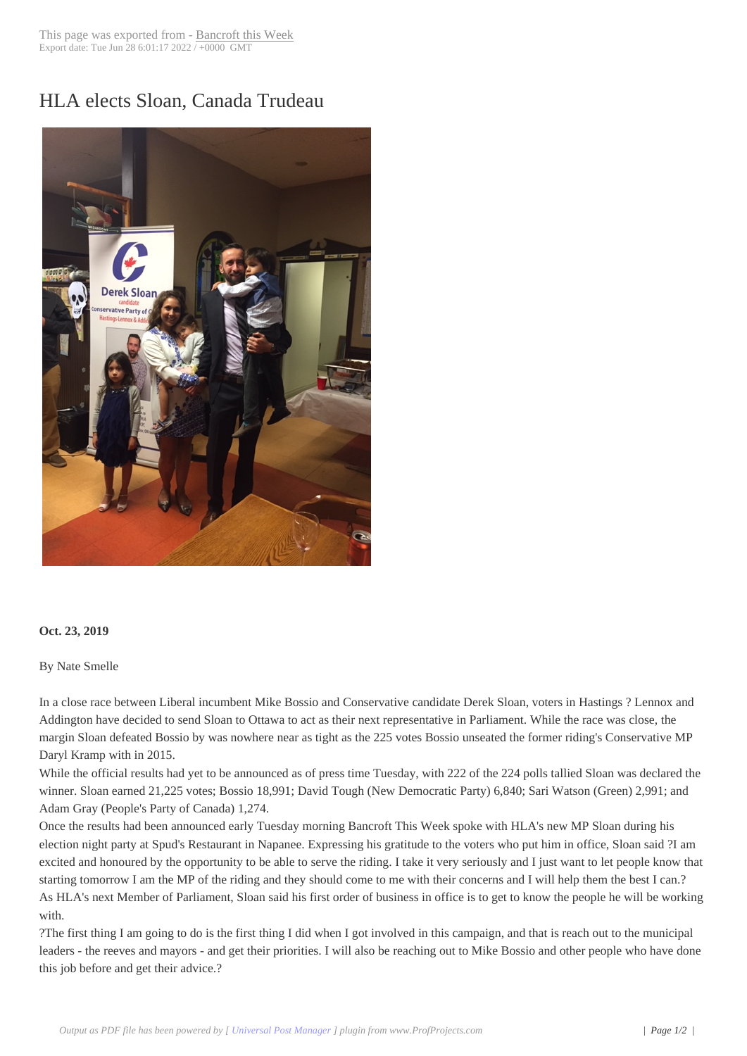# HLA elects Sloan, Canada Trudeau

**Oct. 23, 2019**

By Nate Smelle

In a close race between Liberal incumbent Mike Bossio and Conservative candidate Derek Sloan, voters in Hastings ? Lennox and Addington have decided to send Sloan to Ottawa to act as their next representative in Parliament. While the race was close, the margin Sloan defeated Bossio by was nowhere near as tight as the 225 votes Bossio unseated the former riding's Conservative MP Daryl Kramp with in 2015.

While the official results had yet to be announced as of press time Tuesday, with 222 of the 224 polls tallied Sloan was declared the winner. Sloan earned 21,225 votes; Bossio 18,991; David Tough (New Democratic Party) 6,840; Sari Watson (Green) 2,991; and Adam Gray (People's Party of Canada) 1,274.

Once the results had been announced early Tuesday morning Bancroft This Week spoke with HLA's new MP Sloan during his election night party at Spud's Restaurant in Napanee. Expressing his gratitude to the voters who put him in office, Sloan said ?I am excited and honoured by the opportunity to be able to serve the riding. I take it very seriously and I just want to let people know that starting tomorrow I am the MP of the riding and they should come to me with their concerns and I will help them the best I can.?

As HLA's next Member of Parliament, Sloan said his first order of business in office is to get to know the people he will be working with.

?The first thing I am going to do is the first thing I did when I got involved in this campaign, and that is reach out to the municipal leaders - the reeves and mayors - and get their priorities. I will also be reaching out to Mike Bossio and other people who have done this job before and get their advice.?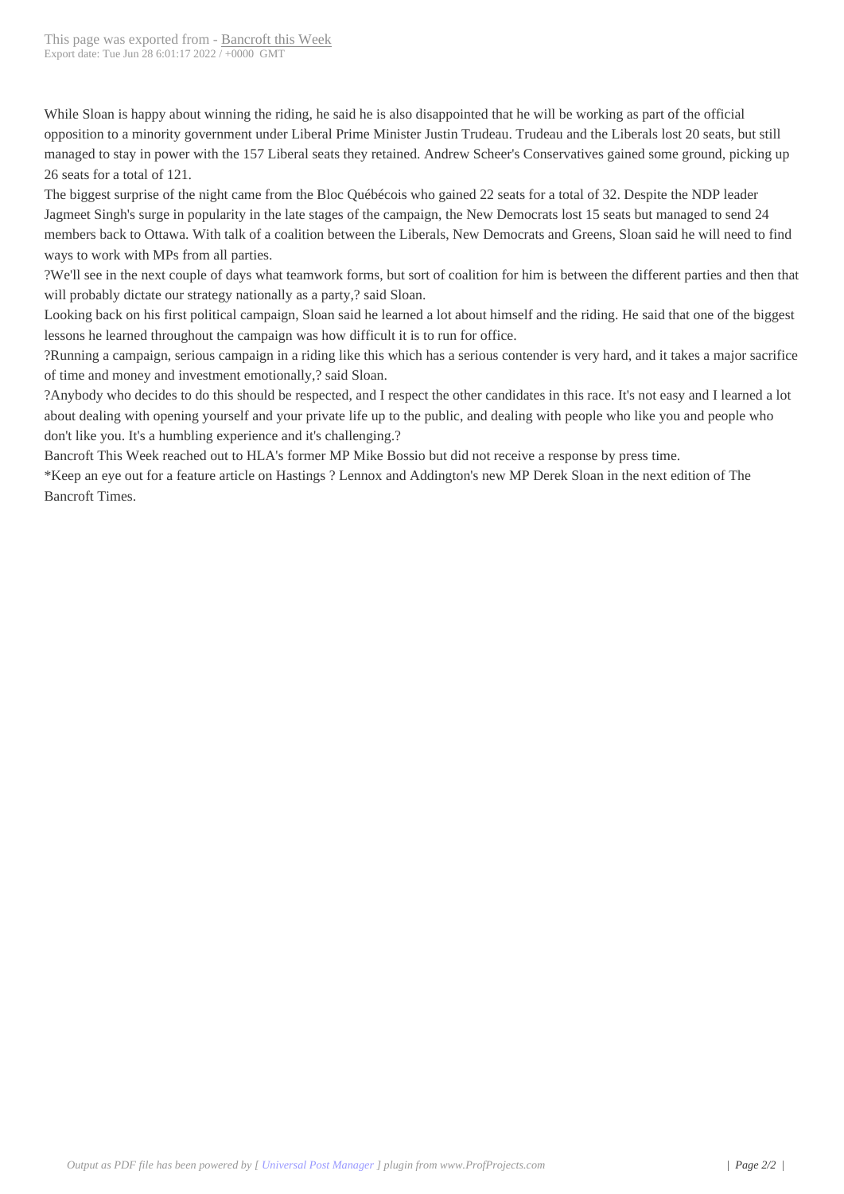While Sloan is happy about winning the riding, he said he is also disappointed that he will be working as part of the official opposition to a minority government under Liberal Prime Minister Justin Trudeau. Trudeau and the Liberals lost 20 seats, but still managed to stay in power with the 157 Liberal seats they retained. Andrew Scheer's Conservatives gained some ground, picking up 26 seats for a total of 121.

The biggest surprise of the night came from the Bloc Québécois who gained 22 seats for a total of 32. Despite the NDP leader Jagmeet Singh's surge in popularity in the late stages of the campaign, the New Democrats lost 15 seats but managed to send 24 members back to Ottawa. With talk of a coalition between the Liberals, New Democrats and Greens, Sloan said he will need to find ways to work with MPs from all parties.

?We'll see in the next couple of days what teamwork forms, but sort of coalition for him is between the different parties and then that will probably dictate our strategy nationally as a party,? said Sloan.

Looking back on his first political campaign, Sloan said he learned a lot about himself and the riding. He said that one of the biggest lessons he learned throughout the campaign was how difficult it is to run for office.

?Running a campaign, serious campaign in a riding like this which has a serious contender is very hard, and it takes a major sacrifice of time and money and investment emotionally,? said Sloan.

?Anybody who decides to do this should be respected, and I respect the other candidates in this race. It's not easy and I learned a lot about dealing with opening yourself and your private life up to the public, and dealing with people who like you and people who don't like you. It's a humbling experience and it's challenging.?

Bancroft This Week reached out to HLA's former MP Mike Bossio but did not receive a response by press time.

*Keep an eye out for a feature article on Hastings ? Lennox and Addington's new MP Derek Sloan in the next edition of The Bancroft Times.